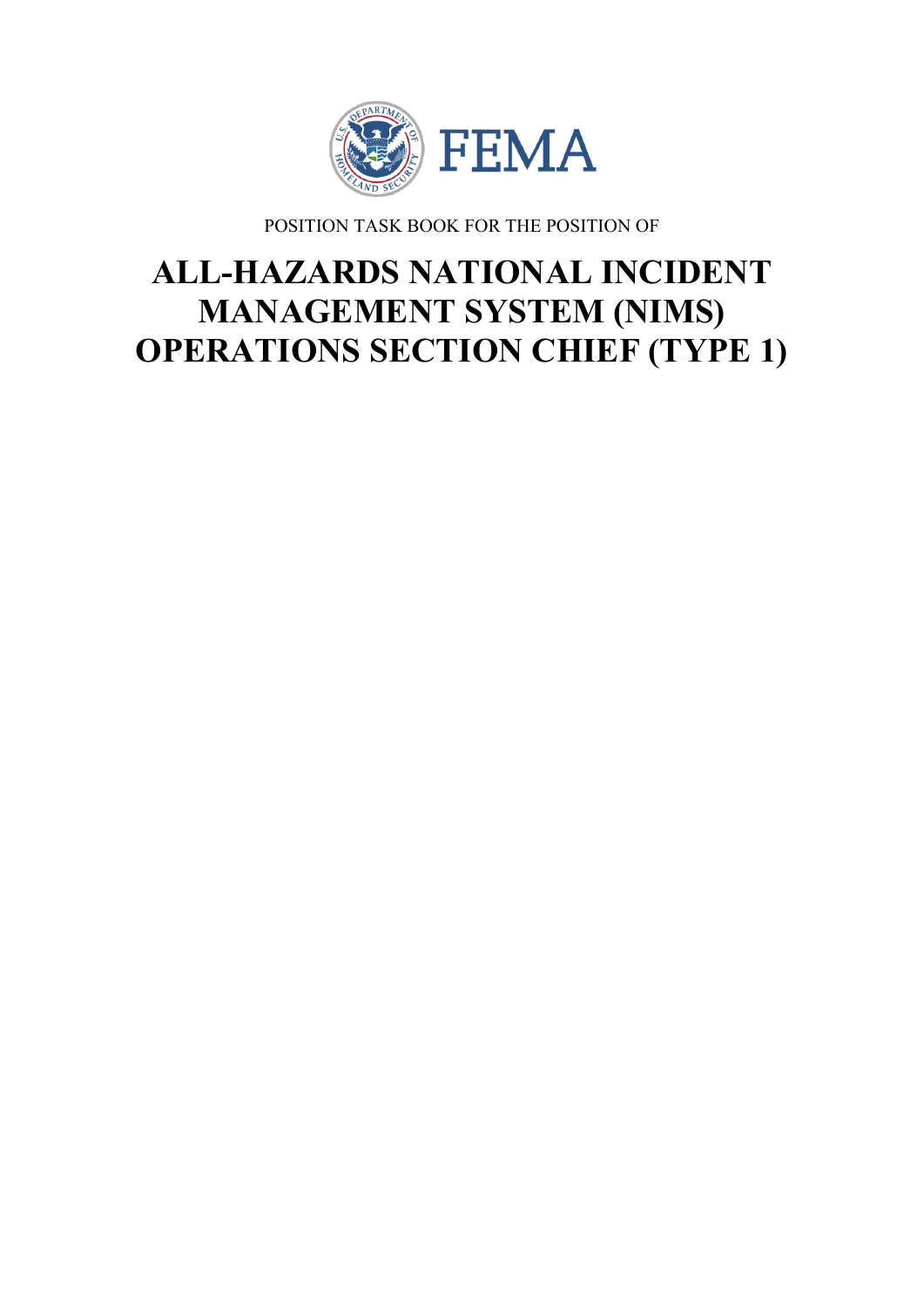FEMA

POSITION TASK BOOK FOR THE POSITION OF

# ALL-HAZARDS NATIONAL INCIDENT MANAGEMENT SYSTEM (NIMS) OPERATIONS SECTION CHIEF (TYPE 1)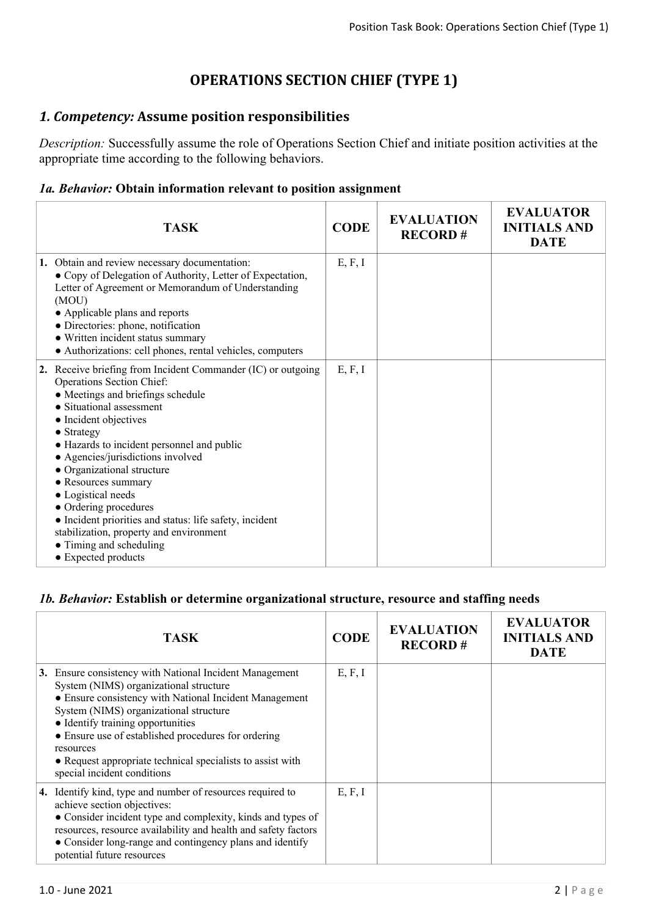# OPERATIONS SECTION CHIEF (TYPE 1)

## *1. Competency:* Assume position responsibilities

*Description:* Successfully assume the role of Operations Section Chief and initiate position activities at the appropriate time according to the following behaviors.

### *1a. Behavior:* Obtain information relevant to position assignment

| TASK | CODE | EVALUATION RECORD # | EVALUATOR INITIALS AND DATE |
|---|---|---|---|
| **1.** Obtain and review necessary documentation:<br>● Copy of Delegation of Authority, Letter of Expectation, Letter of Agreement or Memorandum of Understanding (MOU)<br>● Applicable plans and reports<br>● Directories: phone, notification<br>● Written incident status summary<br>● Authorizations: cell phones, rental vehicles, computers | E, F, I | | |
| **2.** Receive briefing from Incident Commander (IC) or outgoing Operations Section Chief:<br>● Meetings and briefings schedule<br>● Situational assessment<br>● Incident objectives<br>● Strategy<br>● Hazards to incident personnel and public<br>● Agencies/jurisdictions involved<br>● Organizational structure<br>● Resources summary<br>● Logistical needs<br>● Ordering procedures<br>● Incident priorities and status: life safety, incident stabilization, property and environment<br>● Timing and scheduling<br>● Expected products | E, F, I | | |

### *1b. Behavior:* Establish or determine organizational structure, resource and staffing needs

| TASK | CODE | EVALUATION RECORD # | EVALUATOR INITIALS AND DATE |
|---|---|---|---|
| **3.** Ensure consistency with National Incident Management System (NIMS) organizational structure<br>● Ensure consistency with National Incident Management System (NIMS) organizational structure<br>● Identify training opportunities<br>● Ensure use of established procedures for ordering resources<br>● Request appropriate technical specialists to assist with special incident conditions | E, F, I | | |
| **4.** Identify kind, type and number of resources required to achieve section objectives:<br>● Consider incident type and complexity, kinds and types of resources, resource availability and health and safety factors<br>● Consider long-range and contingency plans and identify potential future resources | E, F, I | | |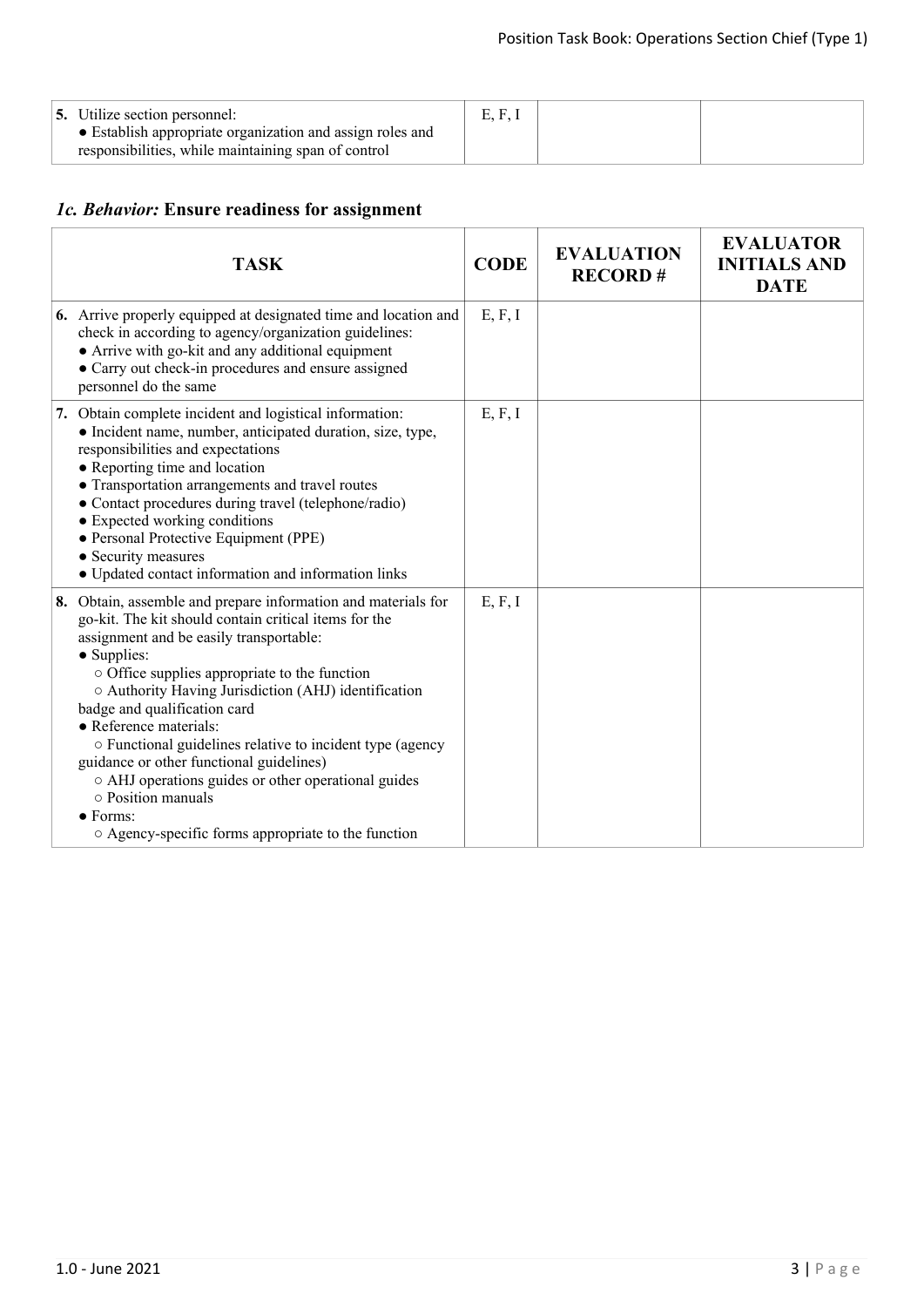| TASK | CODE | EVALUATION RECORD # | EVALUATOR INITIALS AND DATE |
|---|---|---|---|
| **5.** Utilize section personnel:<br>● Establish appropriate organization and assign roles and responsibilities, while maintaining span of control | E, F, I | | |

### *1c. Behavior:* Ensure readiness for assignment

| TASK | CODE | EVALUATION RECORD # | EVALUATOR INITIALS AND DATE |
|---|---|---|---|
| **6.** Arrive properly equipped at designated time and location and check in according to agency/organization guidelines:<br>● Arrive with go-kit and any additional equipment<br>● Carry out check-in procedures and ensure assigned personnel do the same | E, F, I | | |
| **7.** Obtain complete incident and logistical information:<br>● Incident name, number, anticipated duration, size, type, responsibilities and expectations<br>● Reporting time and location<br>● Transportation arrangements and travel routes<br>● Contact procedures during travel (telephone/radio)<br>● Expected working conditions<br>● Personal Protective Equipment (PPE)<br>● Security measures<br>● Updated contact information and information links | E, F, I | | |
| **8.** Obtain, assemble and prepare information and materials for go-kit. The kit should contain critical items for the assignment and be easily transportable:<br>● Supplies:<br>○ Office supplies appropriate to the function<br>○ Authority Having Jurisdiction (AHJ) identification badge and qualification card<br>● Reference materials:<br>○ Functional guidelines relative to incident type (agency guidance or other functional guidelines)<br>○ AHJ operations guides or other operational guides<br>○ Position manuals<br>● Forms:<br>○ Agency-specific forms appropriate to the function | E, F, I | | |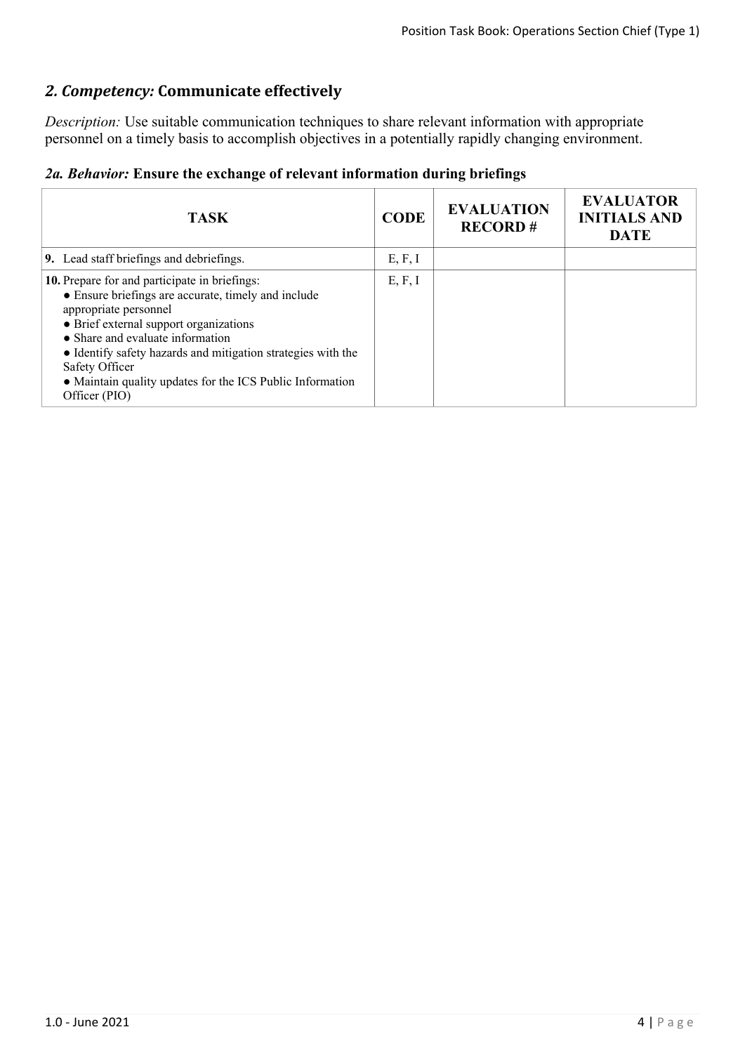## *2. Competency:* **Communicate effectively**

*Description:* Use suitable communication techniques to share relevant information with appropriate personnel on a timely basis to accomplish objectives in a potentially rapidly changing environment.

### *2a. Behavior:* **Ensure the exchange of relevant information during briefings**

| TASK | CODE | EVALUATION RECORD # | EVALUATOR INITIALS AND DATE |
|---|---|---|---|
| **9.** Lead staff briefings and debriefings. | E, F, I | | |
| **10.** Prepare for and participate in briefings:<br>● Ensure briefings are accurate, timely and include appropriate personnel<br>● Brief external support organizations<br>● Share and evaluate information<br>● Identify safety hazards and mitigation strategies with the Safety Officer<br>● Maintain quality updates for the ICS Public Information Officer (PIO) | E, F, I | | |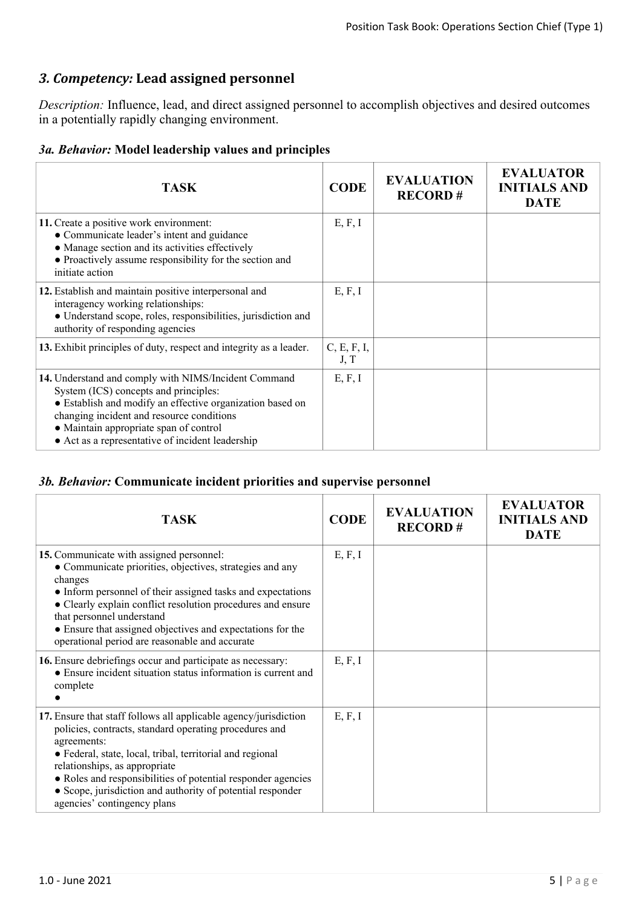## *3. Competency:* Lead assigned personnel

*Description:* Influence, lead, and direct assigned personnel to accomplish objectives and desired outcomes in a potentially rapidly changing environment.

### *3a. Behavior:* Model leadership values and principles

| TASK | CODE | EVALUATION RECORD # | EVALUATOR INITIALS AND DATE |
|---|---|---|---|
| **11.** Create a positive work environment:<br>● Communicate leader's intent and guidance<br>● Manage section and its activities effectively<br>● Proactively assume responsibility for the section and initiate action | E, F, I | | |
| **12.** Establish and maintain positive interpersonal and interagency working relationships:<br>● Understand scope, roles, responsibilities, jurisdiction and authority of responding agencies | E, F, I | | |
| **13.** Exhibit principles of duty, respect and integrity as a leader. | C, E, F, I, J, T | | |
| **14.** Understand and comply with NIMS/Incident Command System (ICS) concepts and principles:<br>● Establish and modify an effective organization based on changing incident and resource conditions<br>● Maintain appropriate span of control<br>● Act as a representative of incident leadership | E, F, I | | |

### *3b. Behavior:* Communicate incident priorities and supervise personnel

| TASK | CODE | EVALUATION RECORD # | EVALUATOR INITIALS AND DATE |
|---|---|---|---|
| **15.** Communicate with assigned personnel:<br>● Communicate priorities, objectives, strategies and any changes<br>● Inform personnel of their assigned tasks and expectations<br>● Clearly explain conflict resolution procedures and ensure that personnel understand<br>● Ensure that assigned objectives and expectations for the operational period are reasonable and accurate | E, F, I | | |
| **16.** Ensure debriefings occur and participate as necessary:<br>● Ensure incident situation status information is current and complete<br>● | E, F, I | | |
| **17.** Ensure that staff follows all applicable agency/jurisdiction policies, contracts, standard operating procedures and agreements:<br>● Federal, state, local, tribal, territorial and regional relationships, as appropriate<br>● Roles and responsibilities of potential responder agencies<br>● Scope, jurisdiction and authority of potential responder agencies' contingency plans | E, F, I | | |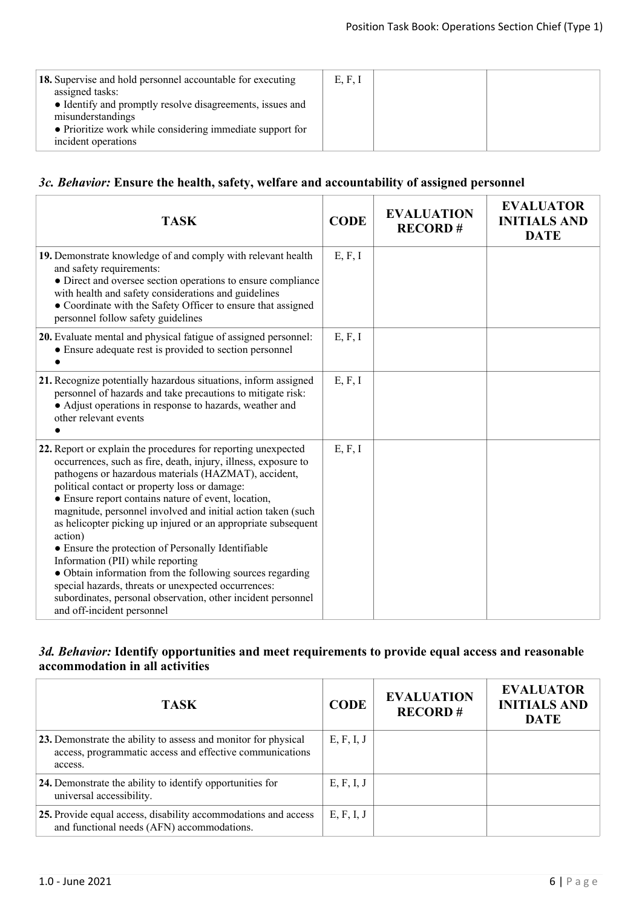| TASK | CODE | EVALUATION RECORD # | EVALUATOR INITIALS AND DATE |
|---|---|---|---|
| **18.** Supervise and hold personnel accountable for executing assigned tasks: <br>● Identify and promptly resolve disagreements, issues and misunderstandings <br>● Prioritize work while considering immediate support for incident operations | E, F, I | | |

### *3c. Behavior:* Ensure the health, safety, welfare and accountability of assigned personnel

| TASK | CODE | EVALUATION RECORD # | EVALUATOR INITIALS AND DATE |
|---|---|---|---|
| **19.** Demonstrate knowledge of and comply with relevant health and safety requirements: <br>● Direct and oversee section operations to ensure compliance with health and safety considerations and guidelines <br>● Coordinate with the Safety Officer to ensure that assigned personnel follow safety guidelines | E, F, I | | |
| **20.** Evaluate mental and physical fatigue of assigned personnel: <br>● Ensure adequate rest is provided to section personnel <br>● | E, F, I | | |
| **21.** Recognize potentially hazardous situations, inform assigned personnel of hazards and take precautions to mitigate risk: <br>● Adjust operations in response to hazards, weather and other relevant events <br>● | E, F, I | | |
| **22.** Report or explain the procedures for reporting unexpected occurrences, such as fire, death, injury, illness, exposure to pathogens or hazardous materials (HAZMAT), accident, political contact or property loss or damage: <br>● Ensure report contains nature of event, location, magnitude, personnel involved and initial action taken (such as helicopter picking up injured or an appropriate subsequent action) <br>● Ensure the protection of Personally Identifiable Information (PII) while reporting <br>● Obtain information from the following sources regarding special hazards, threats or unexpected occurrences: subordinates, personal observation, other incident personnel and off-incident personnel | E, F, I | | |

### *3d. Behavior:* Identify opportunities and meet requirements to provide equal access and reasonable accommodation in all activities

| TASK | CODE | EVALUATION RECORD # | EVALUATOR INITIALS AND DATE |
|---|---|---|---|
| **23.** Demonstrate the ability to assess and monitor for physical access, programmatic access and effective communications access. | E, F, I, J | | |
| **24.** Demonstrate the ability to identify opportunities for universal accessibility. | E, F, I, J | | |
| **25.** Provide equal access, disability accommodations and access and functional needs (AFN) accommodations. | E, F, I, J | | |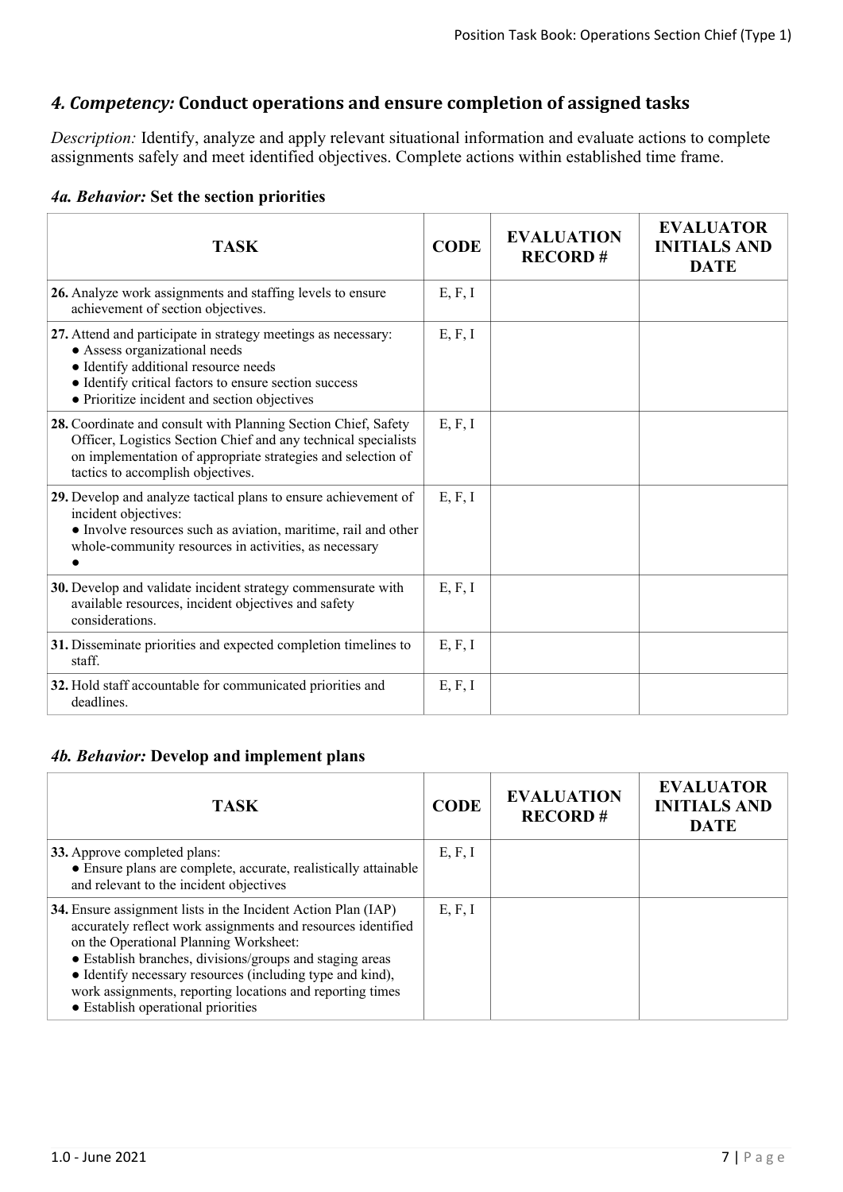## *4. Competency:* Conduct operations and ensure completion of assigned tasks

*Description:* Identify, analyze and apply relevant situational information and evaluate actions to complete assignments safely and meet identified objectives. Complete actions within established time frame.

### *4a. Behavior:* Set the section priorities

| TASK | CODE | EVALUATION RECORD # | EVALUATOR INITIALS AND DATE |
|---|---|---|---|
| **26.** Analyze work assignments and staffing levels to ensure achievement of section objectives. | E, F, I | | |
| **27.** Attend and participate in strategy meetings as necessary:<br>● Assess organizational needs<br>● Identify additional resource needs<br>● Identify critical factors to ensure section success<br>● Prioritize incident and section objectives | E, F, I | | |
| **28.** Coordinate and consult with Planning Section Chief, Safety Officer, Logistics Section Chief and any technical specialists on implementation of appropriate strategies and selection of tactics to accomplish objectives. | E, F, I | | |
| **29.** Develop and analyze tactical plans to ensure achievement of incident objectives:<br>● Involve resources such as aviation, maritime, rail and other whole-community resources in activities, as necessary<br>● | E, F, I | | |
| **30.** Develop and validate incident strategy commensurate with available resources, incident objectives and safety considerations. | E, F, I | | |
| **31.** Disseminate priorities and expected completion timelines to staff. | E, F, I | | |
| **32.** Hold staff accountable for communicated priorities and deadlines. | E, F, I | | |

### *4b. Behavior:* Develop and implement plans

| TASK | CODE | EVALUATION RECORD # | EVALUATOR INITIALS AND DATE |
|---|---|---|---|
| **33.** Approve completed plans:<br>● Ensure plans are complete, accurate, realistically attainable and relevant to the incident objectives | E, F, I | | |
| **34.** Ensure assignment lists in the Incident Action Plan (IAP) accurately reflect work assignments and resources identified on the Operational Planning Worksheet:<br>● Establish branches, divisions/groups and staging areas<br>● Identify necessary resources (including type and kind), work assignments, reporting locations and reporting times<br>● Establish operational priorities | E, F, I | | |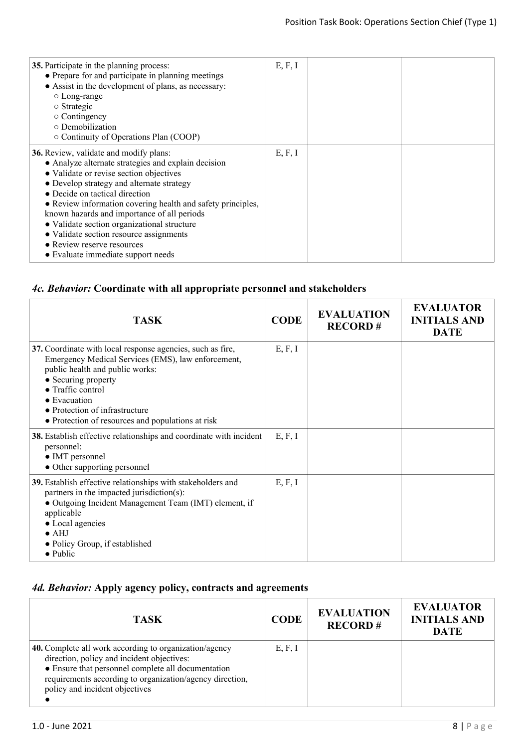| TASK | CODE | EVALUATION RECORD # | EVALUATOR INITIALS AND DATE |
|---|---|---|---|
| **35.** Participate in the planning process:<br>● Prepare for and participate in planning meetings<br>● Assist in the development of plans, as necessary:<br>○ Long-range<br>○ Strategic<br>○ Contingency<br>○ Demobilization<br>○ Continuity of Operations Plan (COOP) | E, F, I | | |
| **36.** Review, validate and modify plans:<br>● Analyze alternate strategies and explain decision<br>● Validate or revise section objectives<br>● Develop strategy and alternate strategy<br>● Decide on tactical direction<br>● Review information covering health and safety principles, known hazards and importance of all periods<br>● Validate section organizational structure<br>● Validate section resource assignments<br>● Review reserve resources<br>● Evaluate immediate support needs | E, F, I | | |

### *4c. Behavior:* Coordinate with all appropriate personnel and stakeholders

| TASK | CODE | EVALUATION RECORD # | EVALUATOR INITIALS AND DATE |
|---|---|---|---|
| **37.** Coordinate with local response agencies, such as fire, Emergency Medical Services (EMS), law enforcement, public health and public works:<br>● Securing property<br>● Traffic control<br>● Evacuation<br>● Protection of infrastructure<br>● Protection of resources and populations at risk | E, F, I | | |
| **38.** Establish effective relationships and coordinate with incident personnel:<br>● IMT personnel<br>● Other supporting personnel | E, F, I | | |
| **39.** Establish effective relationships with stakeholders and partners in the impacted jurisdiction(s):<br>● Outgoing Incident Management Team (IMT) element, if applicable<br>● Local agencies<br>● AHJ<br>● Policy Group, if established<br>● Public | E, F, I | | |

### *4d. Behavior:* Apply agency policy, contracts and agreements

| TASK | CODE | EVALUATION RECORD # | EVALUATOR INITIALS AND DATE |
|---|---|---|---|
| **40.** Complete all work according to organization/agency direction, policy and incident objectives:<br>● Ensure that personnel complete all documentation requirements according to organization/agency direction, policy and incident objectives<br>● | E, F, I | | |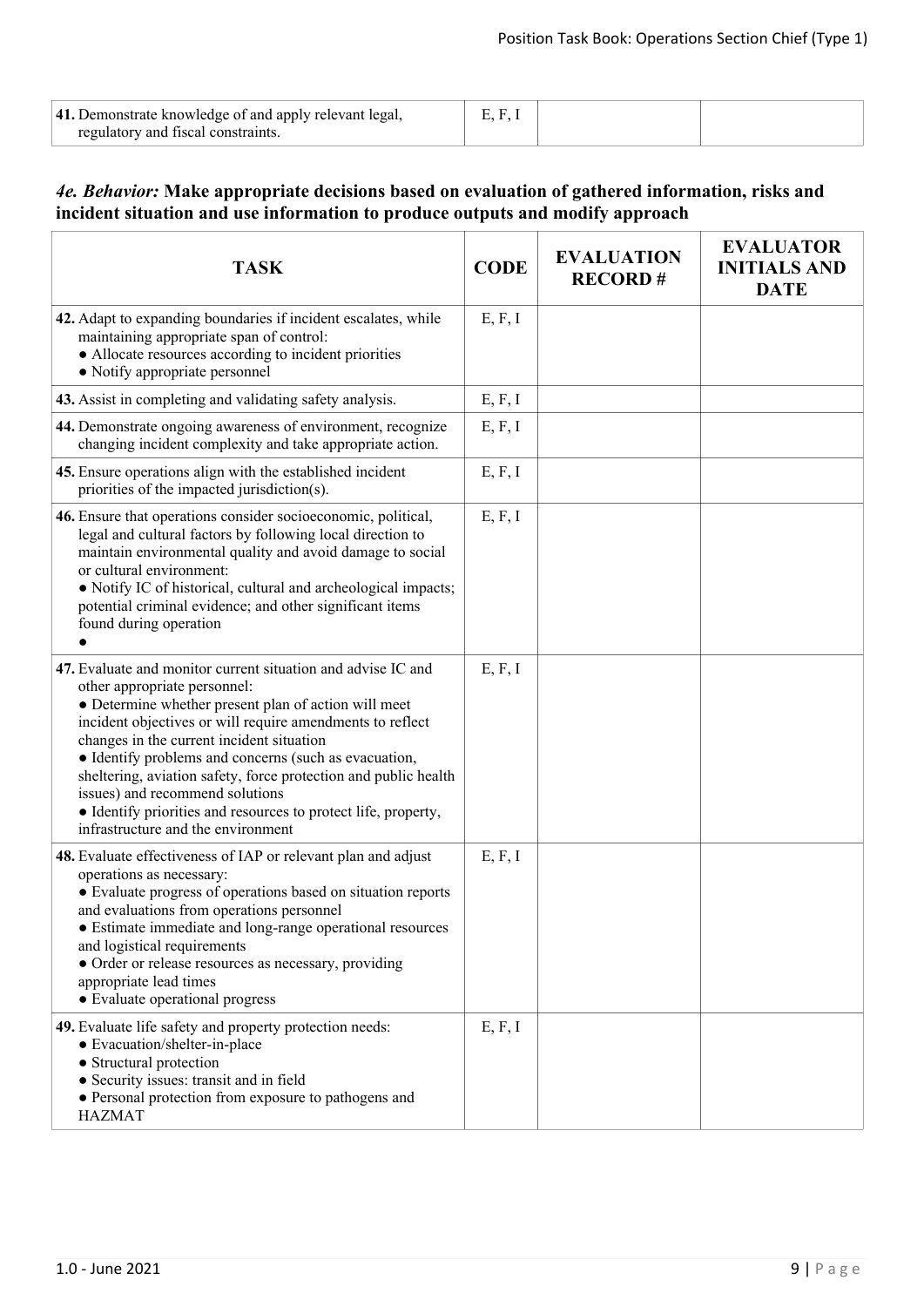| TASK | CODE | EVALUATION RECORD # | EVALUATOR INITIALS AND DATE |
|---|---|---|---|
| **41.** Demonstrate knowledge of and apply relevant legal, regulatory and fiscal constraints. | E, F, I | | |

### *4e. Behavior:* Make appropriate decisions based on evaluation of gathered information, risks and incident situation and use information to produce outputs and modify approach

| TASK | CODE | EVALUATION RECORD # | EVALUATOR INITIALS AND DATE |
|---|---|---|---|
| **42.** Adapt to expanding boundaries if incident escalates, while maintaining appropriate span of control:<br>● Allocate resources according to incident priorities<br>● Notify appropriate personnel | E, F, I | | |
| **43.** Assist in completing and validating safety analysis. | E, F, I | | |
| **44.** Demonstrate ongoing awareness of environment, recognize changing incident complexity and take appropriate action. | E, F, I | | |
| **45.** Ensure operations align with the established incident priorities of the impacted jurisdiction(s). | E, F, I | | |
| **46.** Ensure that operations consider socioeconomic, political, legal and cultural factors by following local direction to maintain environmental quality and avoid damage to social or cultural environment:<br>● Notify IC of historical, cultural and archeological impacts; potential criminal evidence; and other significant items found during operation<br>● | E, F, I | | |
| **47.** Evaluate and monitor current situation and advise IC and other appropriate personnel:<br>● Determine whether present plan of action will meet incident objectives or will require amendments to reflect changes in the current incident situation<br>● Identify problems and concerns (such as evacuation, sheltering, aviation safety, force protection and public health issues) and recommend solutions<br>● Identify priorities and resources to protect life, property, infrastructure and the environment | E, F, I | | |
| **48.** Evaluate effectiveness of IAP or relevant plan and adjust operations as necessary:<br>● Evaluate progress of operations based on situation reports and evaluations from operations personnel<br>● Estimate immediate and long-range operational resources and logistical requirements<br>● Order or release resources as necessary, providing appropriate lead times<br>● Evaluate operational progress | E, F, I | | |
| **49.** Evaluate life safety and property protection needs:<br>● Evacuation/shelter-in-place<br>● Structural protection<br>● Security issues: transit and in field<br>● Personal protection from exposure to pathogens and HAZMAT | E, F, I | | |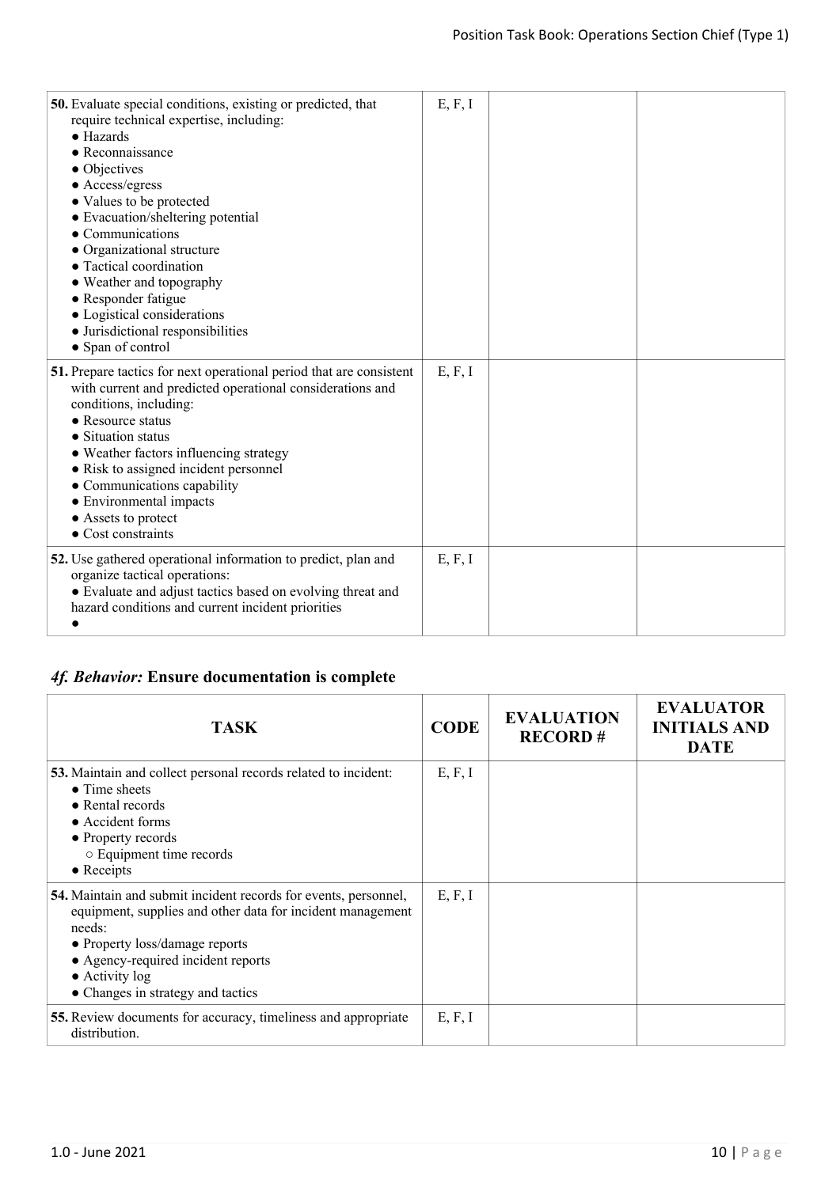| TASK | CODE | EVALUATION RECORD # | EVALUATOR INITIALS AND DATE |
|---|---|---|---|
| **50.** Evaluate special conditions, existing or predicted, that require technical expertise, including:<br>● Hazards<br>● Reconnaissance<br>● Objectives<br>● Access/egress<br>● Values to be protected<br>● Evacuation/sheltering potential<br>● Communications<br>● Organizational structure<br>● Tactical coordination<br>● Weather and topography<br>● Responder fatigue<br>● Logistical considerations<br>● Jurisdictional responsibilities<br>● Span of control | E, F, I | | |
| **51.** Prepare tactics for next operational period that are consistent with current and predicted operational considerations and conditions, including:<br>● Resource status<br>● Situation status<br>● Weather factors influencing strategy<br>● Risk to assigned incident personnel<br>● Communications capability<br>● Environmental impacts<br>● Assets to protect<br>● Cost constraints | E, F, I | | |
| **52.** Use gathered operational information to predict, plan and organize tactical operations:<br>● Evaluate and adjust tactics based on evolving threat and hazard conditions and current incident priorities<br>● | E, F, I | | |

## *4f. Behavior:* Ensure documentation is complete

| TASK | CODE | EVALUATION RECORD # | EVALUATOR INITIALS AND DATE |
|---|---|---|---|
| **53.** Maintain and collect personal records related to incident:<br>● Time sheets<br>● Rental records<br>● Accident forms<br>● Property records<br>&nbsp;&nbsp;○ Equipment time records<br>● Receipts | E, F, I | | |
| **54.** Maintain and submit incident records for events, personnel, equipment, supplies and other data for incident management needs:<br>● Property loss/damage reports<br>● Agency-required incident reports<br>● Activity log<br>● Changes in strategy and tactics | E, F, I | | |
| **55.** Review documents for accuracy, timeliness and appropriate distribution. | E, F, I | | |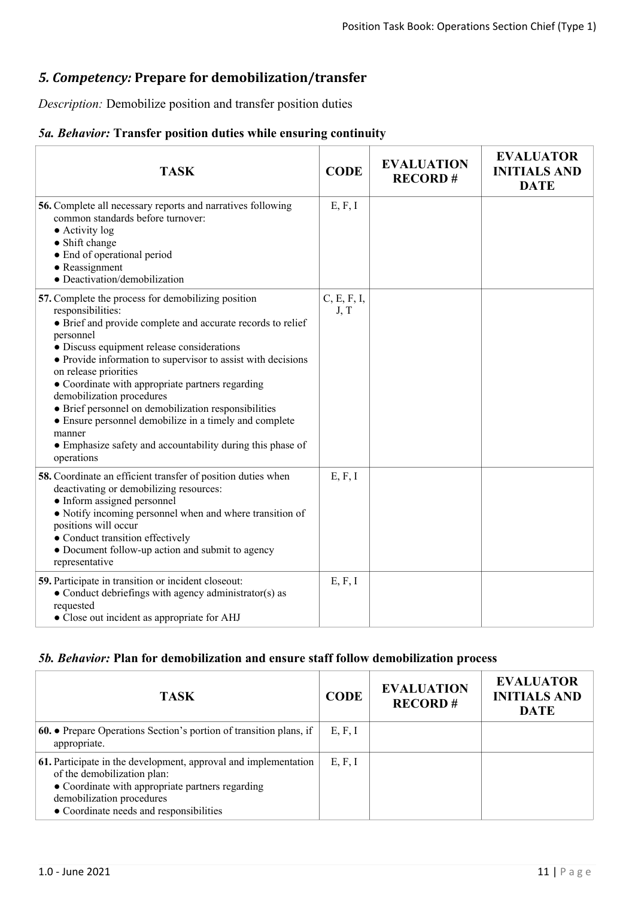## *5. Competency:* **Prepare for demobilization/transfer**

*Description:* Demobilize position and transfer position duties

### *5a. Behavior:* **Transfer position duties while ensuring continuity**

| TASK | CODE | EVALUATION RECORD # | EVALUATOR INITIALS AND DATE |
|---|---|---|---|
| **56.** Complete all necessary reports and narratives following common standards before turnover:<br>● Activity log<br>● Shift change<br>● End of operational period<br>● Reassignment<br>● Deactivation/demobilization | E, F, I | | |
| **57.** Complete the process for demobilizing position responsibilities:<br>● Brief and provide complete and accurate records to relief personnel<br>● Discuss equipment release considerations<br>● Provide information to supervisor to assist with decisions on release priorities<br>● Coordinate with appropriate partners regarding demobilization procedures<br>● Brief personnel on demobilization responsibilities<br>● Ensure personnel demobilize in a timely and complete manner<br>● Emphasize safety and accountability during this phase of operations | C, E, F, I, J, T | | |
| **58.** Coordinate an efficient transfer of position duties when deactivating or demobilizing resources:<br>● Inform assigned personnel<br>● Notify incoming personnel when and where transition of positions will occur<br>● Conduct transition effectively<br>● Document follow-up action and submit to agency representative | E, F, I | | |
| **59.** Participate in transition or incident closeout:<br>● Conduct debriefings with agency administrator(s) as requested<br>● Close out incident as appropriate for AHJ | E, F, I | | |

### *5b. Behavior:* **Plan for demobilization and ensure staff follow demobilization process**

| TASK | CODE | EVALUATION RECORD # | EVALUATOR INITIALS AND DATE |
|---|---|---|---|
| **60.** ● Prepare Operations Section's portion of transition plans, if appropriate. | E, F, I | | |
| **61.** Participate in the development, approval and implementation of the demobilization plan:<br>● Coordinate with appropriate partners regarding demobilization procedures<br>● Coordinate needs and responsibilities | E, F, I | | |